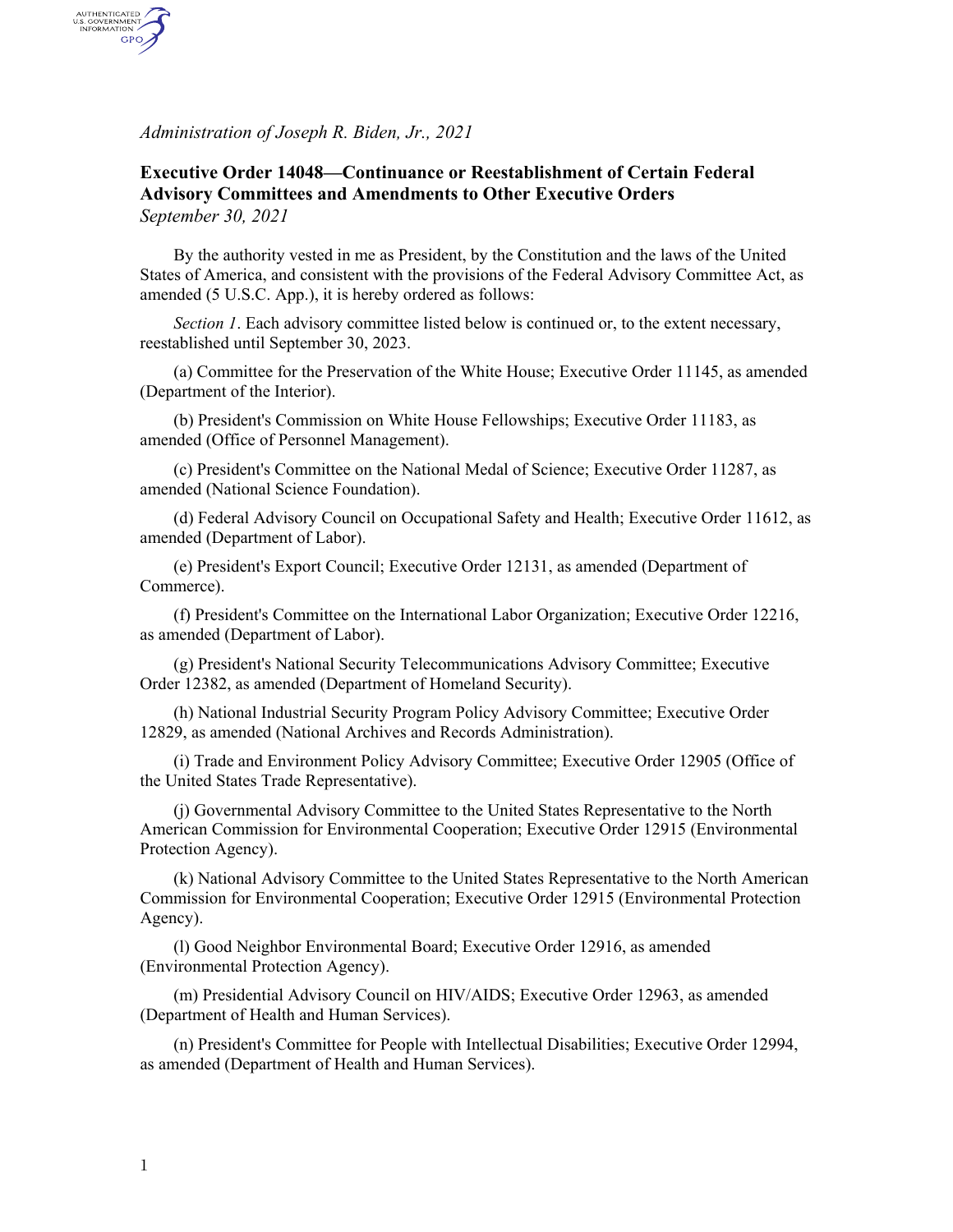*Administration of Joseph R. Biden, Jr., 2021*

## Executive Order 14048—Continuance or Reestablishment of Certain Federal Advisory Committees and Amendments to Other Executive Orders

*September 30, 2021*

By the authority vested in me as President, by the Constitution and the laws of the United States of America, and consistent with the provisions of the Federal Advisory Committee Act, as amended (5 U.S.C. App.), it is hereby ordered as follows:

*Section 1*. Each advisory committee listed below is continued or, to the extent necessary, reestablished until September 30, 2023.

(a) Committee for the Preservation of the White House; Executive Order 11145, as amended (Department of the Interior).

(b) President's Commission on White House Fellowships; Executive Order 11183, as amended (Office of Personnel Management).

(c) President's Committee on the National Medal of Science; Executive Order 11287, as amended (National Science Foundation).

(d) Federal Advisory Council on Occupational Safety and Health; Executive Order 11612, as amended (Department of Labor).

(e) President's Export Council; Executive Order 12131, as amended (Department of Commerce).

(f) President's Committee on the International Labor Organization; Executive Order 12216, as amended (Department of Labor).

(g) President's National Security Telecommunications Advisory Committee; Executive Order 12382, as amended (Department of Homeland Security).

(h) National Industrial Security Program Policy Advisory Committee; Executive Order 12829, as amended (National Archives and Records Administration).

(i) Trade and Environment Policy Advisory Committee; Executive Order 12905 (Office of the United States Trade Representative).

(j) Governmental Advisory Committee to the United States Representative to the North American Commission for Environmental Cooperation; Executive Order 12915 (Environmental Protection Agency).

(k) National Advisory Committee to the United States Representative to the North American Commission for Environmental Cooperation; Executive Order 12915 (Environmental Protection Agency).

(l) Good Neighbor Environmental Board; Executive Order 12916, as amended (Environmental Protection Agency).

(m) Presidential Advisory Council on HIV/AIDS; Executive Order 12963, as amended (Department of Health and Human Services).

(n) President's Committee for People with Intellectual Disabilities; Executive Order 12994, as amended (Department of Health and Human Services).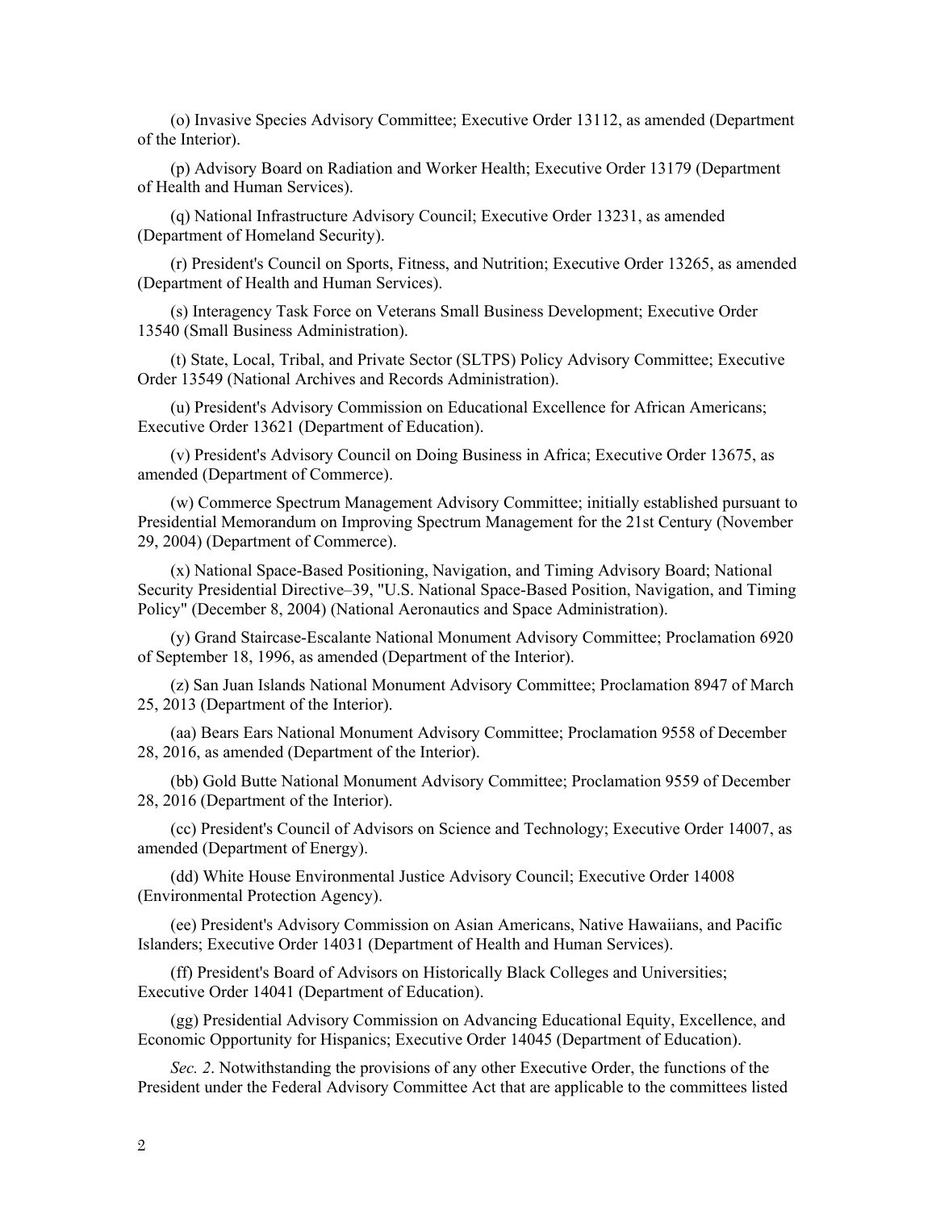(o) Invasive Species Advisory Committee; Executive Order 13112, as amended (Department of the Interior).

(p) Advisory Board on Radiation and Worker Health; Executive Order 13179 (Department of Health and Human Services).

(q) National Infrastructure Advisory Council; Executive Order 13231, as amended (Department of Homeland Security).

(r) President's Council on Sports, Fitness, and Nutrition; Executive Order 13265, as amended (Department of Health and Human Services).

(s) Interagency Task Force on Veterans Small Business Development; Executive Order 13540 (Small Business Administration).

(t) State, Local, Tribal, and Private Sector (SLTPS) Policy Advisory Committee; Executive Order 13549 (National Archives and Records Administration).

(u) President's Advisory Commission on Educational Excellence for African Americans; Executive Order 13621 (Department of Education).

(v) President's Advisory Council on Doing Business in Africa; Executive Order 13675, as amended (Department of Commerce).

(w) Commerce Spectrum Management Advisory Committee; initially established pursuant to Presidential Memorandum on Improving Spectrum Management for the 21st Century (November 29, 2004) (Department of Commerce).

(x) National Space-Based Positioning, Navigation, and Timing Advisory Board; National Security Presidential Directive–39, "U.S. National Space-Based Position, Navigation, and Timing Policy" (December 8, 2004) (National Aeronautics and Space Administration).

(y) Grand Staircase-Escalante National Monument Advisory Committee; Proclamation 6920 of September 18, 1996, as amended (Department of the Interior).

(z) San Juan Islands National Monument Advisory Committee; Proclamation 8947 of March 25, 2013 (Department of the Interior).

(aa) Bears Ears National Monument Advisory Committee; Proclamation 9558 of December 28, 2016, as amended (Department of the Interior).

(bb) Gold Butte National Monument Advisory Committee; Proclamation 9559 of December 28, 2016 (Department of the Interior).

(cc) President's Council of Advisors on Science and Technology; Executive Order 14007, as amended (Department of Energy).

(dd) White House Environmental Justice Advisory Council; Executive Order 14008 (Environmental Protection Agency).

(ee) President's Advisory Commission on Asian Americans, Native Hawaiians, and Pacific Islanders; Executive Order 14031 (Department of Health and Human Services).

(ff) President's Board of Advisors on Historically Black Colleges and Universities; Executive Order 14041 (Department of Education).

(gg) Presidential Advisory Commission on Advancing Educational Equity, Excellence, and Economic Opportunity for Hispanics; Executive Order 14045 (Department of Education).

*Sec. 2*. Notwithstanding the provisions of any other Executive Order, the functions of the President under the Federal Advisory Committee Act that are applicable to the committees listed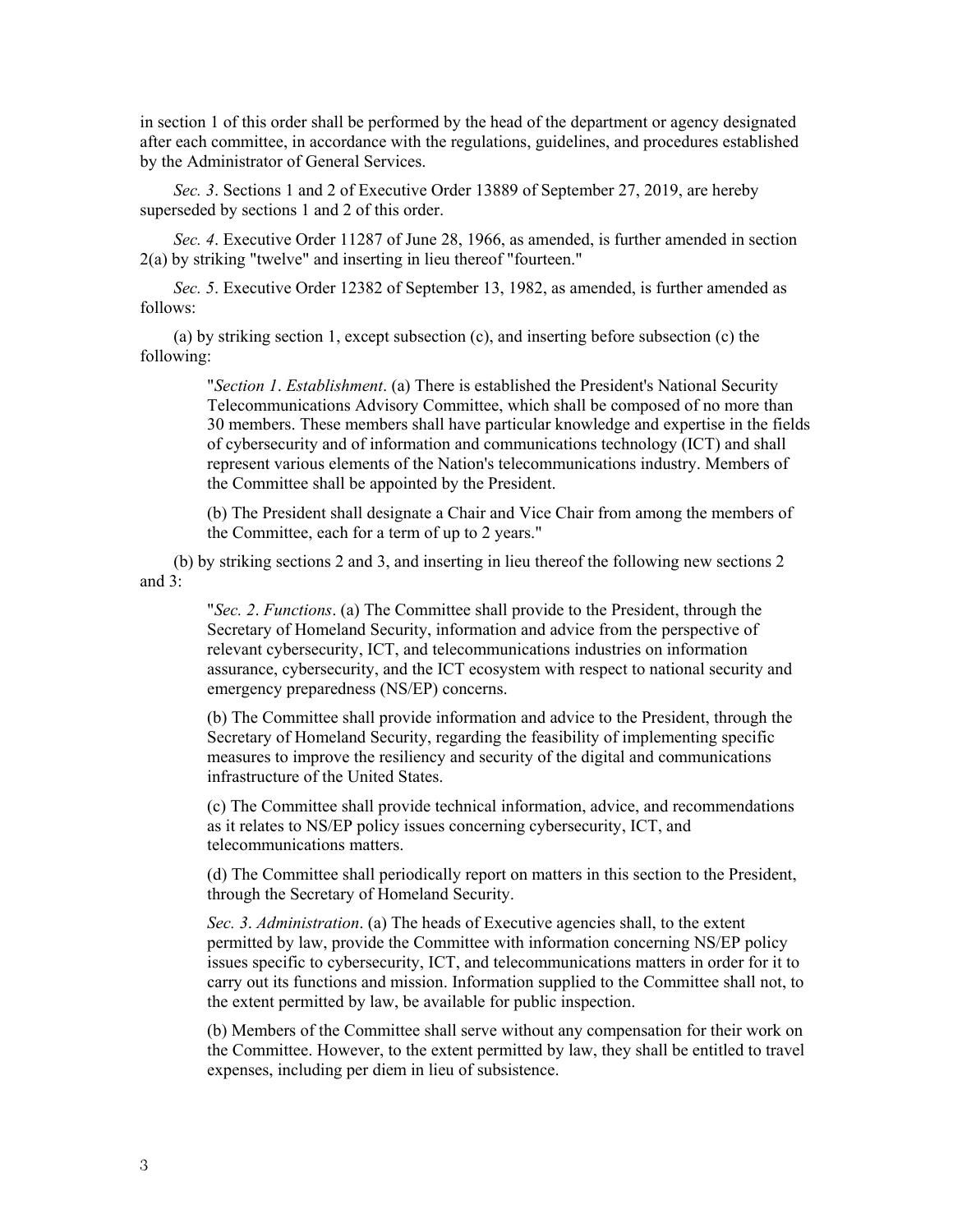in section 1 of this order shall be performed by the head of the department or agency designated after each committee, in accordance with the regulations, guidelines, and procedures established by the Administrator of General Services.

*Sec. 3*. Sections 1 and 2 of Executive Order 13889 of September 27, 2019, are hereby superseded by sections 1 and 2 of this order.

*Sec. 4*. Executive Order 11287 of June 28, 1966, as amended, is further amended in section 2(a) by striking "twelve" and inserting in lieu thereof "fourteen."

*Sec. 5*. Executive Order 12382 of September 13, 1982, as amended, is further amended as follows:

(a) by striking section 1, except subsection (c), and inserting before subsection (c) the following:

> "*Section 1*. *Establishment*. (a) There is established the President's National Security Telecommunications Advisory Committee, which shall be composed of no more than 30 members. These members shall have particular knowledge and expertise in the fields of cybersecurity and of information and communications technology (ICT) and shall represent various elements of the Nation's telecommunications industry. Members of the Committee shall be appointed by the President.
>
> (b) The President shall designate a Chair and Vice Chair from among the members of the Committee, each for a term of up to 2 years."

(b) by striking sections 2 and 3, and inserting in lieu thereof the following new sections 2 and 3:

> "*Sec. 2*. *Functions*. (a) The Committee shall provide to the President, through the Secretary of Homeland Security, information and advice from the perspective of relevant cybersecurity, ICT, and telecommunications industries on information assurance, cybersecurity, and the ICT ecosystem with respect to national security and emergency preparedness (NS/EP) concerns.
>
> (b) The Committee shall provide information and advice to the President, through the Secretary of Homeland Security, regarding the feasibility of implementing specific measures to improve the resiliency and security of the digital and communications infrastructure of the United States.
>
> (c) The Committee shall provide technical information, advice, and recommendations as it relates to NS/EP policy issues concerning cybersecurity, ICT, and telecommunications matters.
>
> (d) The Committee shall periodically report on matters in this section to the President, through the Secretary of Homeland Security.
>
> *Sec. 3*. *Administration*. (a) The heads of Executive agencies shall, to the extent permitted by law, provide the Committee with information concerning NS/EP policy issues specific to cybersecurity, ICT, and telecommunications matters in order for it to carry out its functions and mission. Information supplied to the Committee shall not, to the extent permitted by law, be available for public inspection.
>
> (b) Members of the Committee shall serve without any compensation for their work on the Committee. However, to the extent permitted by law, they shall be entitled to travel expenses, including per diem in lieu of subsistence.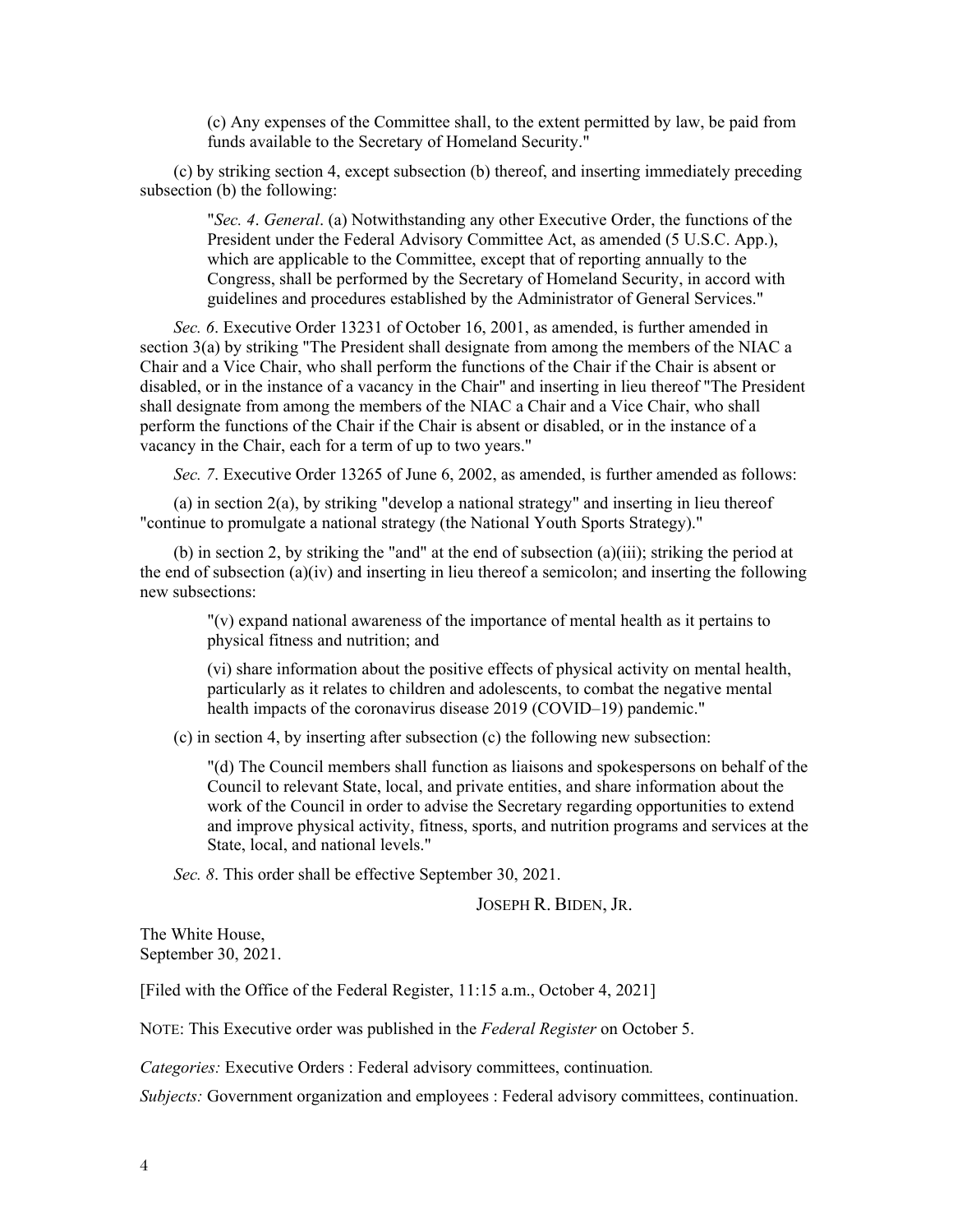> (c) Any expenses of the Committee shall, to the extent permitted by law, be paid from funds available to the Secretary of Homeland Security."

(c) by striking section 4, except subsection (b) thereof, and inserting immediately preceding subsection (b) the following:

> "*Sec. 4*. *General*. (a) Notwithstanding any other Executive Order, the functions of the President under the Federal Advisory Committee Act, as amended (5 U.S.C. App.), which are applicable to the Committee, except that of reporting annually to the Congress, shall be performed by the Secretary of Homeland Security, in accord with guidelines and procedures established by the Administrator of General Services."

*Sec. 6*. Executive Order 13231 of October 16, 2001, as amended, is further amended in section 3(a) by striking "The President shall designate from among the members of the NIAC a Chair and a Vice Chair, who shall perform the functions of the Chair if the Chair is absent or disabled, or in the instance of a vacancy in the Chair" and inserting in lieu thereof "The President shall designate from among the members of the NIAC a Chair and a Vice Chair, who shall perform the functions of the Chair if the Chair is absent or disabled, or in the instance of a vacancy in the Chair, each for a term of up to two years."

*Sec. 7*. Executive Order 13265 of June 6, 2002, as amended, is further amended as follows:

(a) in section 2(a), by striking "develop a national strategy" and inserting in lieu thereof "continue to promulgate a national strategy (the National Youth Sports Strategy)."

(b) in section 2, by striking the "and" at the end of subsection (a)(iii); striking the period at the end of subsection (a)(iv) and inserting in lieu thereof a semicolon; and inserting the following new subsections:

> "(v) expand national awareness of the importance of mental health as it pertains to physical fitness and nutrition; and
>
> (vi) share information about the positive effects of physical activity on mental health, particularly as it relates to children and adolescents, to combat the negative mental health impacts of the coronavirus disease 2019 (COVID–19) pandemic."

(c) in section 4, by inserting after subsection (c) the following new subsection:

> "(d) The Council members shall function as liaisons and spokespersons on behalf of the Council to relevant State, local, and private entities, and share information about the work of the Council in order to advise the Secretary regarding opportunities to extend and improve physical activity, fitness, sports, and nutrition programs and services at the State, local, and national levels."

*Sec. 8*. This order shall be effective September 30, 2021.

JOSEPH R. BIDEN, JR.

The White House,
September 30, 2021.

[Filed with the Office of the Federal Register, 11:15 a.m., October 4, 2021]

NOTE: This Executive order was published in the *Federal Register* on October 5.

*Categories:* Executive Orders : Federal advisory committees, continuation*.*

*Subjects:* Government organization and employees : Federal advisory committees, continuation.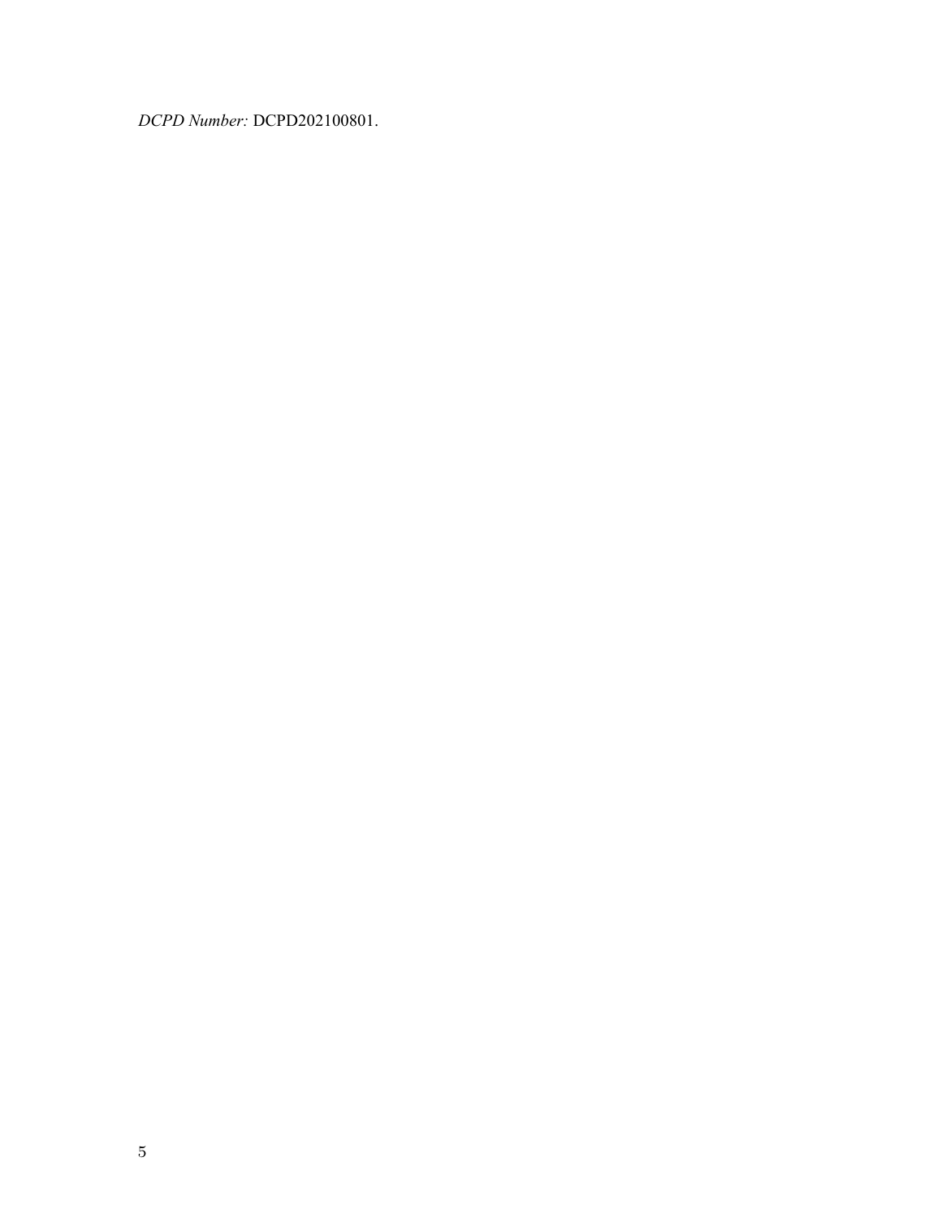*DCPD Number:* DCPD202100801.